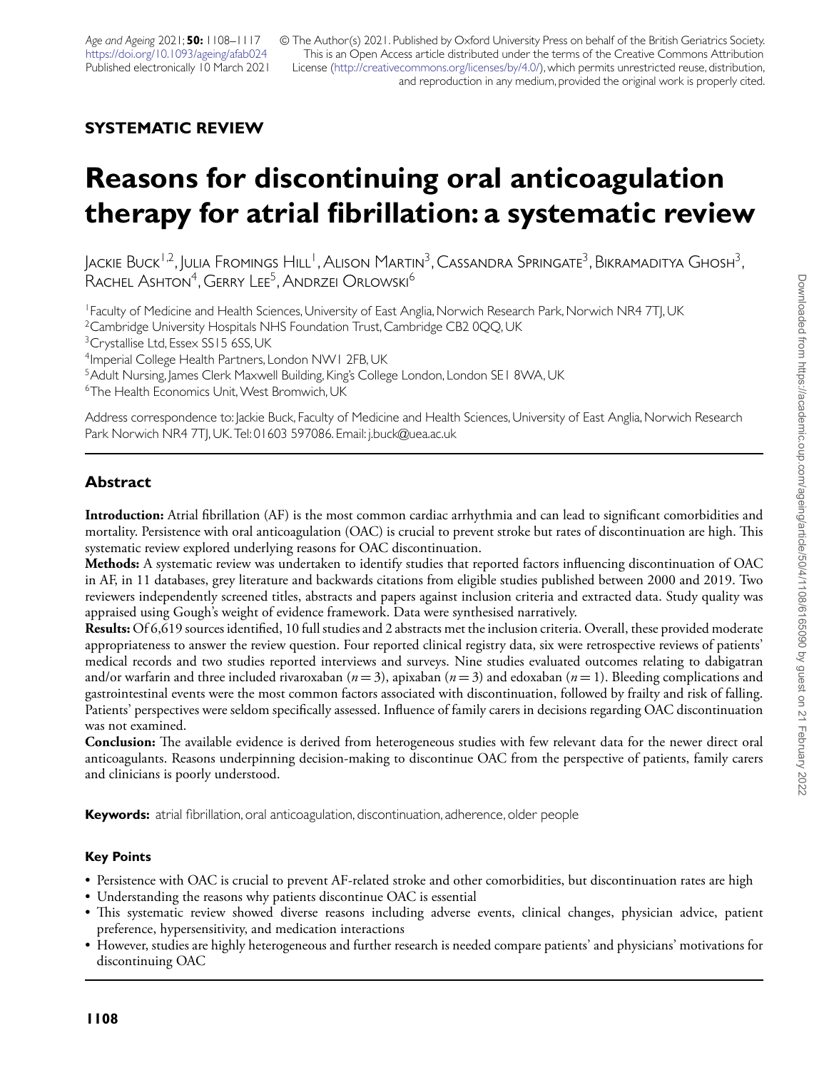## SYSTEMATIC REVIEW

# Reasons for discontinuing oral anticoagulation therapy for atrial fibrillation: a systematic review

Jackie Buck[1,2], Julia Fromings Hill[1], Alison Martin[3], Cassandra Springate[3], Bikramaditya Ghosh[3], Rachel Ashton[4], Gerry Lee[5], Andrzei Orlowski[6]

[1]Faculty of Medicine and Health Sciences, University of East Anglia, Norwich Research Park, Norwich NR4 7TJ, UK
[2]Cambridge University Hospitals NHS Foundation Trust, Cambridge CB2 0QQ, UK
[3]Crystallise Ltd, Essex SS15 6SS, UK
[4]Imperial College Health Partners, London NW1 2FB, UK
[5]Adult Nursing, James Clerk Maxwell Building, King's College London, London SE1 8WA, UK
[6]The Health Economics Unit, West Bromwich, UK

Address correspondence to: Jackie Buck, Faculty of Medicine and Health Sciences, University of East Anglia, Norwich Research Park Norwich NR4 7TJ, UK. Tel: 01603 597086. Email: j.buck@uea.ac.uk

## Abstract

**Introduction:** Atrial fibrillation (AF) is the most common cardiac arrhythmia and can lead to significant comorbidities and mortality. Persistence with oral anticoagulation (OAC) is crucial to prevent stroke but rates of discontinuation are high. This systematic review explored underlying reasons for OAC discontinuation.

**Methods:** A systematic review was undertaken to identify studies that reported factors influencing discontinuation of OAC in AF, in 11 databases, grey literature and backwards citations from eligible studies published between 2000 and 2019. Two reviewers independently screened titles, abstracts and papers against inclusion criteria and extracted data. Study quality was appraised using Gough's weight of evidence framework. Data were synthesised narratively.

**Results:** Of 6,619 sources identified, 10 full studies and 2 abstracts met the inclusion criteria. Overall, these provided moderate appropriateness to answer the review question. Four reported clinical registry data, six were retrospective reviews of patients' medical records and two studies reported interviews and surveys. Nine studies evaluated outcomes relating to dabigatran and/or warfarin and three included rivaroxaban ($n = 3$), apixaban ($n = 3$) and edoxaban ($n = 1$). Bleeding complications and gastrointestinal events were the most common factors associated with discontinuation, followed by frailty and risk of falling. Patients' perspectives were seldom specifically assessed. Influence of family carers in decisions regarding OAC discontinuation was not examined.

**Conclusion:** The available evidence is derived from heterogeneous studies with few relevant data for the newer direct oral anticoagulants. Reasons underpinning decision-making to discontinue OAC from the perspective of patients, family carers and clinicians is poorly understood.

**Keywords:** atrial fibrillation, oral anticoagulation, discontinuation, adherence, older people

### Key Points

- Persistence with OAC is crucial to prevent AF-related stroke and other comorbidities, but discontinuation rates are high
- Understanding the reasons why patients discontinue OAC is essential
- This systematic review showed diverse reasons including adverse events, clinical changes, physician advice, patient preference, hypersensitivity, and medication interactions
- However, studies are highly heterogeneous and further research is needed compare patients' and physicians' motivations for discontinuing OAC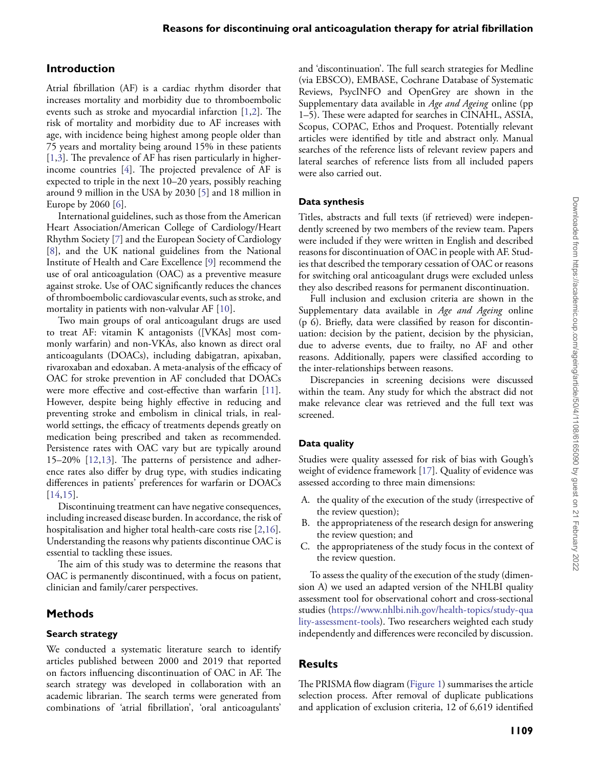## Introduction

Atrial fibrillation (AF) is a cardiac rhythm disorder that increases mortality and morbidity due to thromboembolic events such as stroke and myocardial infarction [1,2]. The risk of mortality and morbidity due to AF increases with age, with incidence being highest among people older than 75 years and mortality being around 15% in these patients [1,3]. The prevalence of AF has risen particularly in higher-income countries [4]. The projected prevalence of AF is expected to triple in the next 10–20 years, possibly reaching around 9 million in the USA by 2030 [5] and 18 million in Europe by 2060 [6].

International guidelines, such as those from the American Heart Association/American College of Cardiology/Heart Rhythm Society [7] and the European Society of Cardiology [8], and the UK national guidelines from the National Institute of Health and Care Excellence [9] recommend the use of oral anticoagulation (OAC) as a preventive measure against stroke. Use of OAC significantly reduces the chances of thromboembolic cardiovascular events, such as stroke, and mortality in patients with non-valvular AF [10].

Two main groups of oral anticoagulant drugs are used to treat AF: vitamin K antagonists ([VKAs] most commonly warfarin) and non-VKAs, also known as direct oral anticoagulants (DOACs), including dabigatran, apixaban, rivaroxaban and edoxaban. A meta-analysis of the efficacy of OAC for stroke prevention in AF concluded that DOACs were more effective and cost-effective than warfarin [11]. However, despite being highly effective in reducing and preventing stroke and embolism in clinical trials, in real-world settings, the efficacy of treatments depends greatly on medication being prescribed and taken as recommended. Persistence rates with OAC vary but are typically around 15–20% [12,13]. The patterns of persistence and adherence rates also differ by drug type, with studies indicating differences in patients' preferences for warfarin or DOACs [14,15].

Discontinuing treatment can have negative consequences, including increased disease burden. In accordance, the risk of hospitalisation and higher total health-care costs rise [2,16]. Understanding the reasons why patients discontinue OAC is essential to tackling these issues.

The aim of this study was to determine the reasons that OAC is permanently discontinued, with a focus on patient, clinician and family/carer perspectives.

## Methods

### Search strategy

We conducted a systematic literature search to identify articles published between 2000 and 2019 that reported on factors influencing discontinuation of OAC in AF. The search strategy was developed in collaboration with an academic librarian. The search terms were generated from combinations of 'atrial fibrillation', 'oral anticoagulants' and 'discontinuation'. The full search strategies for Medline (via EBSCO), EMBASE, Cochrane Database of Systematic Reviews, PsycINFO and OpenGrey are shown in the Supplementary data available in *Age and Ageing* online (pp 1–5). These were adapted for searches in CINAHL, ASSIA, Scopus, COPAC, Ethos and Proquest. Potentially relevant articles were identified by title and abstract only. Manual searches of the reference lists of relevant review papers and lateral searches of reference lists from all included papers were also carried out.

### Data synthesis

Titles, abstracts and full texts (if retrieved) were independently screened by two members of the review team. Papers were included if they were written in English and described reasons for discontinuation of OAC in people with AF. Studies that described the temporary cessation of OAC or reasons for switching oral anticoagulant drugs were excluded unless they also described reasons for permanent discontinuation.

Full inclusion and exclusion criteria are shown in the Supplementary data available in *Age and Ageing* online (p 6). Briefly, data were classified by reason for discontinuation: decision by the patient, decision by the physician, due to adverse events, due to frailty, no AF and other reasons. Additionally, papers were classified according to the inter-relationships between reasons.

Discrepancies in screening decisions were discussed within the team. Any study for which the abstract did not make relevance clear was retrieved and the full text was screened.

### Data quality

Studies were quality assessed for risk of bias with Gough's weight of evidence framework [17]. Quality of evidence was assessed according to three main dimensions:

A. the quality of the execution of the study (irrespective of the review question);
B. the appropriateness of the research design for answering the review question; and
C. the appropriateness of the study focus in the context of the review question.

To assess the quality of the execution of the study (dimension A) we used an adapted version of the NHLBI quality assessment tool for observational cohort and cross-sectional studies (https://www.nhlbi.nih.gov/health-topics/study-quality-assessment-tools). Two researchers weighted each study independently and differences were reconciled by discussion.

## Results

The PRISMA flow diagram (Figure 1) summarises the article selection process. After removal of duplicate publications and application of exclusion criteria, 12 of 6,619 identified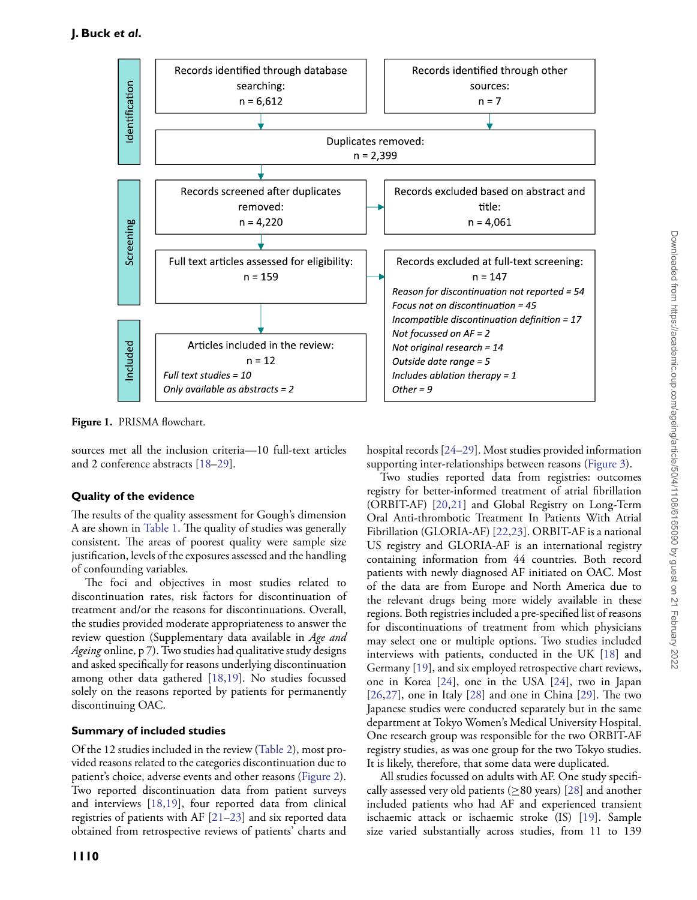| Stage | | |
|---|---|---|
| Identification | Records identified through database searching: n = 6,612 | Records identified through other sources: n = 7 |
| | Duplicates removed: n = 2,399 | |
| Screening | Records screened after duplicates removed: n = 4,220 | Records excluded based on abstract and title: n = 4,061 |
| | Full text articles assessed for eligibility: n = 159 | Records excluded at full-text screening: n = 147<br>*Reason for discontinuation not reported = 54*<br>*Focus not on discontinuation = 45*<br>*Incompatible discontinuation definition = 17*<br>*Not focussed on AF = 2*<br>*Not original research = 14*<br>*Outside date range = 5*<br>*Includes ablation therapy = 1*<br>*Other = 9* |
| Included | Articles included in the review: n = 12<br>*Full text studies = 10*<br>*Only available as abstracts = 2* | |

**Figure 1.** PRISMA flowchart.

sources met all the inclusion criteria—10 full-text articles and 2 conference abstracts [18–29].

### Quality of the evidence

The results of the quality assessment for Gough's dimension A are shown in Table 1. The quality of studies was generally consistent. The areas of poorest quality were sample size justification, levels of the exposures assessed and the handling of confounding variables.

The foci and objectives in most studies related to discontinuation rates, risk factors for discontinuation of treatment and/or the reasons for discontinuations. Overall, the studies provided moderate appropriateness to answer the review question (Supplementary data available in *Age and Ageing* online, p 7). Two studies had qualitative study designs and asked specifically for reasons underlying discontinuation among other data gathered [18,19]. No studies focussed solely on the reasons reported by patients for permanently discontinuing OAC.

### Summary of included studies

Of the 12 studies included in the review (Table 2), most provided reasons related to the categories discontinuation due to patient's choice, adverse events and other reasons (Figure 2). Two reported discontinuation data from patient surveys and interviews [18,19], four reported data from clinical registries of patients with AF [21–23] and six reported data obtained from retrospective reviews of patients' charts and hospital records [24–29]. Most studies provided information supporting inter-relationships between reasons (Figure 3).

Two studies reported data from registries: outcomes registry for better-informed treatment of atrial fibrillation (ORBIT-AF) [20,21] and Global Registry on Long-Term Oral Anti-thrombotic Treatment In Patients With Atrial Fibrillation (GLORIA-AF) [22,23]. ORBIT-AF is a national US registry and GLORIA-AF is an international registry containing information from 44 countries. Both record patients with newly diagnosed AF initiated on OAC. Most of the data are from Europe and North America due to the relevant drugs being more widely available in these regions. Both registries included a pre-specified list of reasons for discontinuations of treatment from which physicians may select one or multiple options. Two studies included interviews with patients, conducted in the UK [18] and Germany [19], and six employed retrospective chart reviews, one in Korea [24], one in the USA [24], two in Japan [26,27], one in Italy [28] and one in China [29]. The two Japanese studies were conducted separately but in the same department at Tokyo Women's Medical University Hospital. One research group was responsible for the two ORBIT-AF registry studies, as was one group for the two Tokyo studies. It is likely, therefore, that some data were duplicated.

All studies focussed on adults with AF. One study specifically assessed very old patients (≥80 years) [28] and another included patients who had AF and experienced transient ischaemic attack or ischaemic stroke (IS) [19]. Sample size varied substantially across studies, from 11 to 139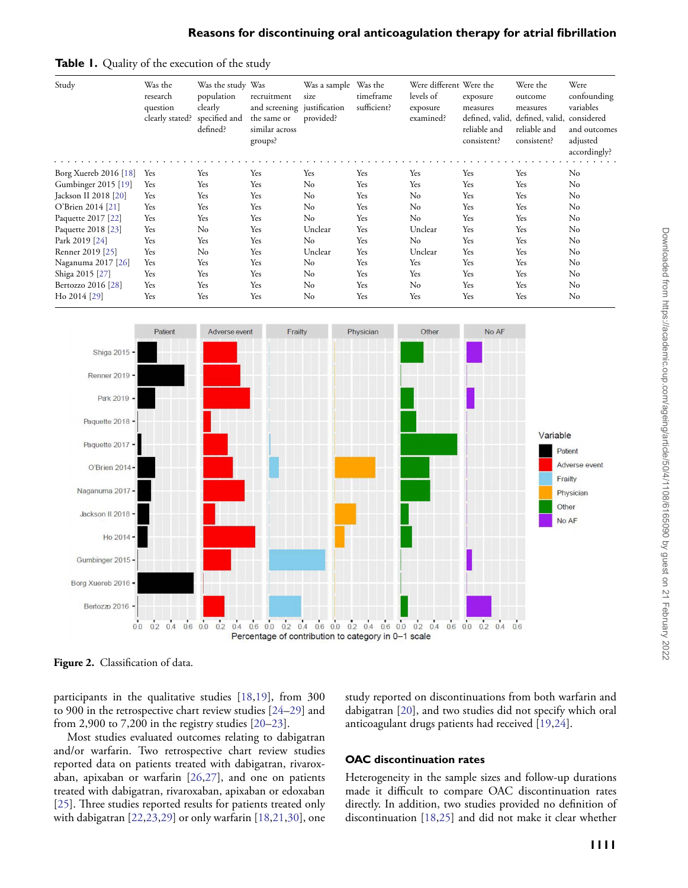**Table 1.** Quality of the execution of the study

| Study | Was the research question clearly stated? | Was the study population clearly specified and defined? | Was recruitment and screening the same or similar across groups? | Was a sample size justification provided? | Was the timeframe sufficient? | Were different levels of exposure examined? | Were the exposure measures defined, valid, reliable and consistent? | Were the outcome measures defined, valid, reliable and consistent? | Were confounding variables considered and outcomes adjusted accordingly? |
|---|---|---|---|---|---|---|---|---|---|
| Borg Xuereb 2016 [18] | Yes | Yes | Yes | Yes | Yes | Yes | Yes | Yes | No |
| Gumbinger 2015 [19] | Yes | Yes | Yes | No | Yes | Yes | Yes | Yes | No |
| Jackson II 2018 [20] | Yes | Yes | Yes | No | Yes | No | Yes | Yes | No |
| O'Brien 2014 [21] | Yes | Yes | Yes | No | Yes | No | Yes | Yes | No |
| Paquette 2017 [22] | Yes | Yes | Yes | No | Yes | No | Yes | Yes | No |
| Paquette 2018 [23] | Yes | No | Yes | Unclear | Yes | Unclear | Yes | Yes | No |
| Park 2019 [24] | Yes | Yes | Yes | No | Yes | No | Yes | Yes | No |
| Renner 2019 [25] | Yes | No | Yes | Unclear | Yes | Unclear | Yes | Yes | No |
| Naganuma 2017 [26] | Yes | Yes | Yes | No | Yes | Yes | Yes | Yes | No |
| Shiga 2015 [27] | Yes | Yes | Yes | No | Yes | Yes | Yes | Yes | No |
| Bertozzo 2016 [28] | Yes | Yes | Yes | No | Yes | No | Yes | Yes | No |
| Ho 2014 [29] | Yes | Yes | Yes | No | Yes | Yes | Yes | Yes | No |

**Figure 2.** Classification of data.

participants in the qualitative studies [18,19], from 300 to 900 in the retrospective chart review studies [24–29] and from 2,900 to 7,200 in the registry studies [20–23].

Most studies evaluated outcomes relating to dabigatran and/or warfarin. Two retrospective chart review studies reported data on patients treated with dabigatran, rivaroxaban, apixaban or warfarin [26,27], and one on patients treated with dabigatran, rivaroxaban, apixaban or edoxaban [25]. Three studies reported results for patients treated only with dabigatran [22,23,29] or only warfarin [18,21,30], one study reported on discontinuations from both warfarin and dabigatran [20], and two studies did not specify which oral anticoagulant drugs patients had received [19,24].

### OAC discontinuation rates

Heterogeneity in the sample sizes and follow-up durations made it difficult to compare OAC discontinuation rates directly. In addition, two studies provided no definition of discontinuation [18,25] and did not make it clear whether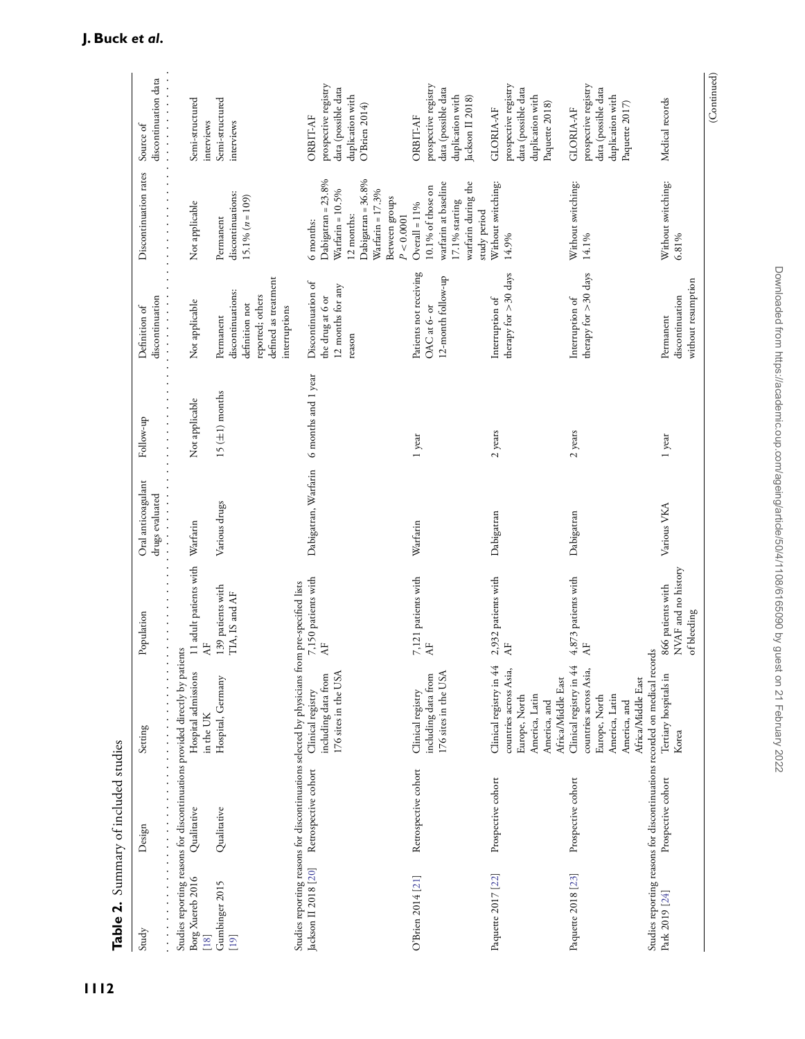**Table 2.** Summary of included studies

| Study | Design | Setting | Population | Oral anticoagulant drugs evaluated | Follow-up | Definition of discontinuation | Discontinuation rates | Source of discontinuation data |
|---|---|---|---|---|---|---|---|---|
| *Studies reporting reasons for discontinuations provided directly by patients* | | | | | | | | |
| Borg Xuereb 2016 [18] | Qualitative | Hospital admissions in the UK | 11 adult patients with AF | Warfarin | Not applicable | Not applicable | Not applicable | Semi-structured interviews |
| Gumbinger 2015 [19] | Qualitative | Hospital, Germany | 139 patients with TIA, IS and AF | Various drugs | 15 (±1) months | Permanent discontinuations: definition not reported; others defined as treatment interruptions | Permanent discontinuations: 15.1% ($n = 109$) | Semi-structured interviews |
| *Studies reporting reasons for discontinuations selected by physicians from pre-specified lists* | | | | | | | | |
| Jackson II 2018 [20] | Retrospective cohort | Clinical registry including data from 176 sites in the USA | 7,150 patients with AF | Dabigatran, Warfarin | 6 months and 1 year | Discontinuation of the drug at 6 or 12 months for any reason | 6 months: Dabigatran = 23.8% Warfarin = 10.5% 12 months: Dabigatran = 36.8% Warfarin = 17.3% Between groups $P < 0.0001$ | ORBIT-AF prospective registry data (possible data duplication with O'Brien 2014) |
| O'Brien 2014 [21] | Retrospective cohort | Clinical registry including data from 176 sites in the USA | 7,121 patients with AF | Warfarin | 1 year | Patients not receiving OAC at 6- or 12-month follow-up | Overall = 11% 10.1% of those on warfarin at baseline 17.1% starting warfarin during the study period | ORBIT-AF prospective registry data (possible data duplication with Jackson II 2018) |
| Paquette 2017 [22] | Prospective cohort | Clinical registry in 44 countries across Asia, Europe, North America, Latin America, and Africa/Middle East | 2,932 patients with AF | Dabigatran | 2 years | Interruption of therapy for >30 days | Without switching: 14.9% | GLORIA-AF prospective registry data (possible data duplication with Paquette 2018) |
| Paquette 2018 [23] | Prospective cohort | Clinical registry in 44 countries across Asia, Europe, North America, Latin America, and Africa/Middle East | 4,873 patients with AF | Dabigatran | 2 years | Interruption of therapy for >30 days | Without switching: 14.1% | GLORIA-AF prospective registry data (possible data duplication with Paquette 2017) |
| *Studies reporting reasons for discontinuations recorded on medical records* | | | | | | | | |
| Park 2019 [24] | Prospective cohort | Tertiary hospitals in Korea | 866 patients with NVAF and no history of bleeding | Various VKA | 1 year | Permanent discontinuation without resumption | Without switching: 6.81% | Medical records |

(Continued)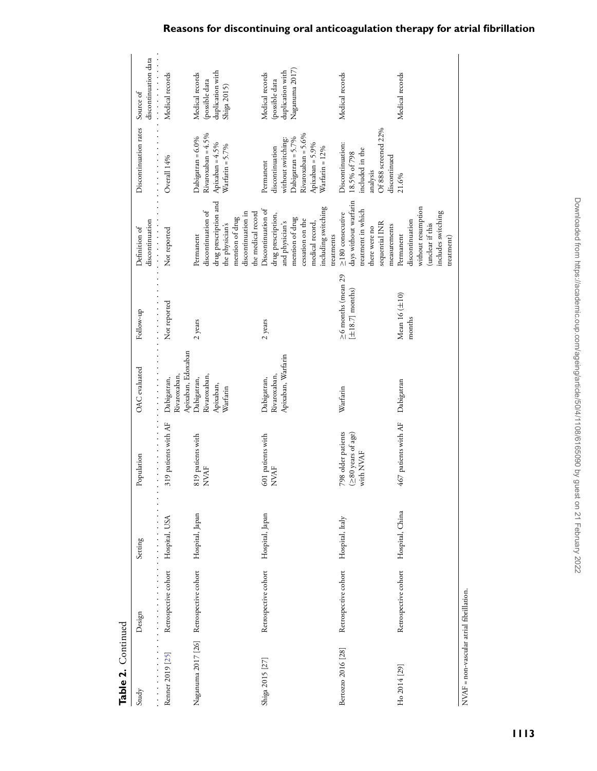**Table 2.** Continued

| Study | Design | Setting | Population | OAC evaluated | Follow-up | Definition of discontinuation | Discontinuation rates | Source of discontinuation data |
|---|---|---|---|---|---|---|---|---|
| Renner 2019 [25] | Retrospective cohort | Hospital, USA | 319 patients with AF | Dabigatran, Rivaroxaban, Apixaban, Edoxaban | Not reported | Not reported | Overall 14% | Medical records |
| Naganuma 2017 [26] | Retrospective cohort | Hospital, Japan | 819 patients with NVAF | Dabigatran, Rivaroxaban, Apixaban, Warfarin | 2 years | Permanent discontinuation of drug prescription and the physician's mention of drug discontinuation in the medical record | Dabigatran = 6.0% Rivaroxaban = 4.5% Apixaban = 4.5% Warfarin = 5.7% | Medical records (possible data duplication with Shiga 2015) |
| Shiga 2015 [27] | Retrospective cohort | Hospital, Japan | 601 patients with NVAF | Dabigatran, Rivaroxaban, Apixaban, Warfarin | 2 years | Discontinuation of drug prescription, and physician's mention of drug cessation on the medical record, including switching treatments | Permanent discontinuation without switching: Dabigatran = 5.7% Rivaroxaban = 5.6% Apixaban = 5.9% Warfarin = 12% | Medical records (possible data duplication with Naganuma 2017) |
| Bertozzo 2016 [28] | Retrospective cohort | Hospital, Italy | 798 older patients (≥80 years of age) with NVAF | Warfarin | ≥6 months (mean 29 [±18.7] months) | ≥180 consecutive days without warfarin treatment in which there were no sequential INR measurements | Discontinuation: 18.5% of 798 included in the analysis Of 888 screened 22% discontinued | Medical records |
| Ho 2014 [29] | Retrospective cohort | Hospital, China | 467 patients with AF | Dabigatran | Mean 16 (±10) months | Permanent discontinuation without resumption (unclear if this includes switching treatment) | 21.6% | Medical records |

NVAF = non-vascular atrial fibrillation.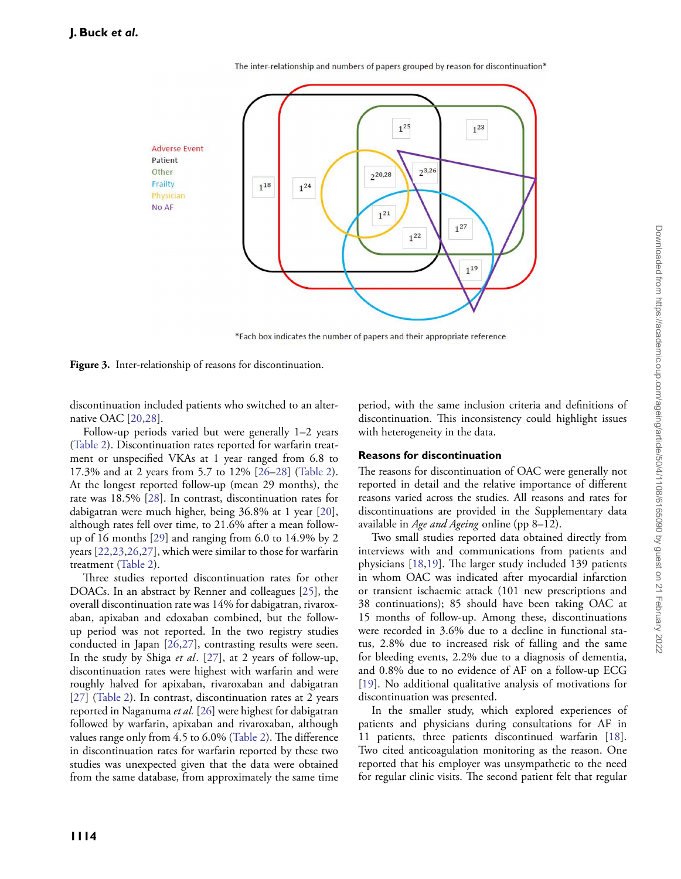The inter-relationship and numbers of papers grouped by reason for discontinuation*

*Each box indicates the number of papers and their appropriate reference

**Figure 3.** Inter-relationship of reasons for discontinuation.

discontinuation included patients who switched to an alternative OAC [20,28].

Follow-up periods varied but were generally 1–2 years (Table 2). Discontinuation rates reported for warfarin treatment or unspecified VKAs at 1 year ranged from 6.8 to 17.3% and at 2 years from 5.7 to 12% [26–28] (Table 2). At the longest reported follow-up (mean 29 months), the rate was 18.5% [28]. In contrast, discontinuation rates for dabigatran were much higher, being 36.8% at 1 year [20], although rates fell over time, to 21.6% after a mean follow-up of 16 months [29] and ranging from 6.0 to 14.9% by 2 years [22,23,26,27], which were similar to those for warfarin treatment (Table 2).

Three studies reported discontinuation rates for other DOACs. In an abstract by Renner and colleagues [25], the overall discontinuation rate was 14% for dabigatran, rivaroxaban, apixaban and edoxaban combined, but the follow-up period was not reported. In the two registry studies conducted in Japan [26,27], contrasting results were seen. In the study by Shiga *et al*. [27], at 2 years of follow-up, discontinuation rates were highest with warfarin and were roughly halved for apixaban, rivaroxaban and dabigatran [27] (Table 2). In contrast, discontinuation rates at 2 years reported in Naganuma *et al.* [26] were highest for dabigatran followed by warfarin, apixaban and rivaroxaban, although values range only from 4.5 to 6.0% (Table 2). The difference in discontinuation rates for warfarin reported by these two studies was unexpected given that the data were obtained from the same database, from approximately the same time period, with the same inclusion criteria and definitions of discontinuation. This inconsistency could highlight issues with heterogeneity in the data.

### Reasons for discontinuation

The reasons for discontinuation of OAC were generally not reported in detail and the relative importance of different reasons varied across the studies. All reasons and rates for discontinuations are provided in the Supplementary data available in *Age and Ageing* online (pp 8–12).

Two small studies reported data obtained directly from interviews with and communications from patients and physicians [18,19]. The larger study included 139 patients in whom OAC was indicated after myocardial infarction or transient ischaemic attack (101 new prescriptions and 38 continuations); 85 should have been taking OAC at 15 months of follow-up. Among these, discontinuations were recorded in 3.6% due to a decline in functional status, 2.8% due to increased risk of falling and the same for bleeding events, 2.2% due to a diagnosis of dementia, and 0.8% due to no evidence of AF on a follow-up ECG [19]. No additional qualitative analysis of motivations for discontinuation was presented.

In the smaller study, which explored experiences of patients and physicians during consultations for AF in 11 patients, three patients discontinued warfarin [18]. Two cited anticoagulation monitoring as the reason. One reported that his employer was unsympathetic to the need for regular clinic visits. The second patient felt that regular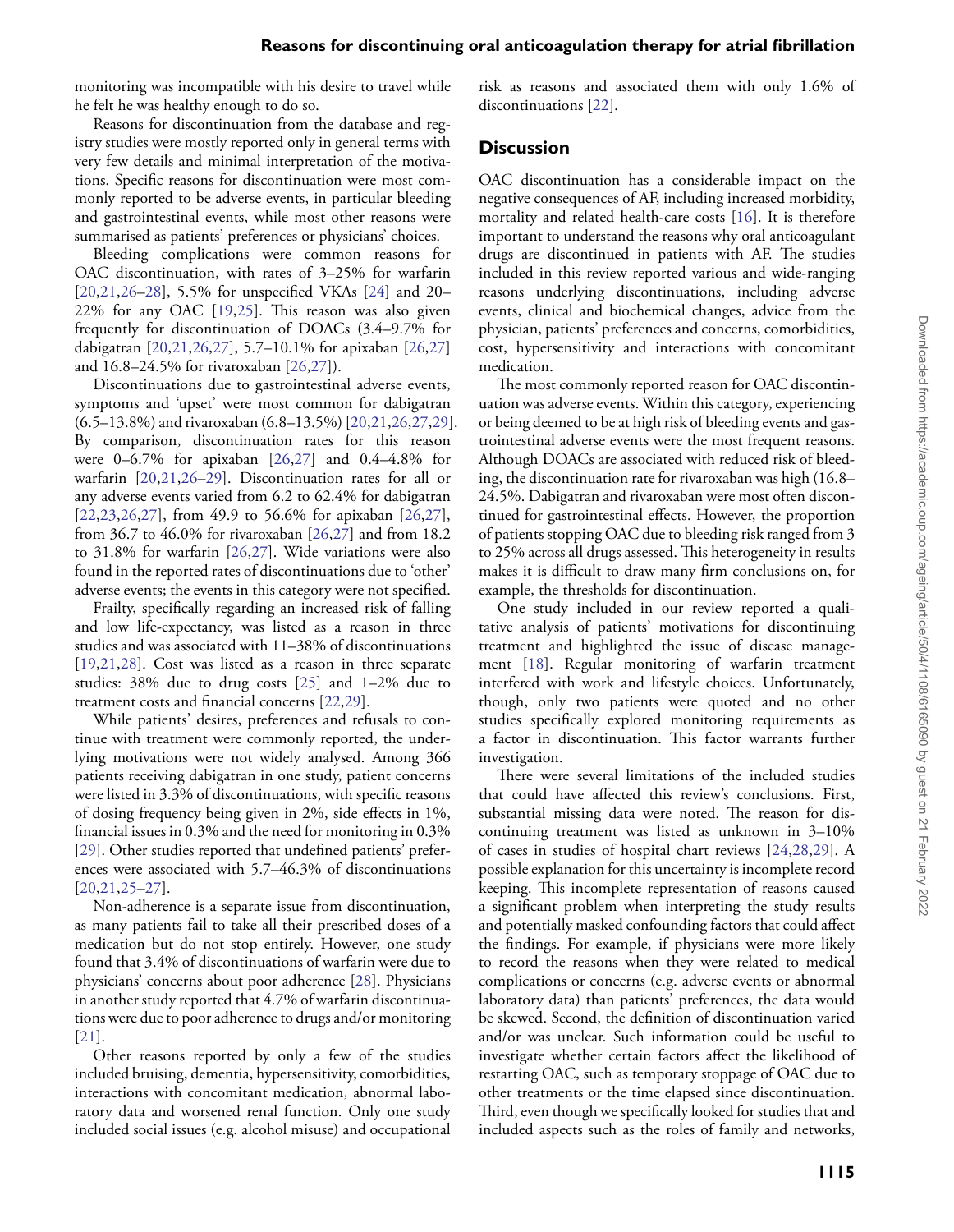monitoring was incompatible with his desire to travel while he felt he was healthy enough to do so.

Reasons for discontinuation from the database and registry studies were mostly reported only in general terms with very few details and minimal interpretation of the motivations. Specific reasons for discontinuation were most commonly reported to be adverse events, in particular bleeding and gastrointestinal events, while most other reasons were summarised as patients' preferences or physicians' choices.

Bleeding complications were common reasons for OAC discontinuation, with rates of 3–25% for warfarin [20,21,26–28], 5.5% for unspecified VKAs [24] and 20–22% for any OAC [19,25]. This reason was also given frequently for discontinuation of DOACs (3.4–9.7% for dabigatran [20,21,26,27], 5.7–10.1% for apixaban [26,27] and 16.8–24.5% for rivaroxaban [26,27]).

Discontinuations due to gastrointestinal adverse events, symptoms and 'upset' were most common for dabigatran (6.5–13.8%) and rivaroxaban (6.8–13.5%) [20,21,26,27,29]. By comparison, discontinuation rates for this reason were 0–6.7% for apixaban [26,27] and 0.4–4.8% for warfarin [20,21,26–29]. Discontinuation rates for all or any adverse events varied from 6.2 to 62.4% for dabigatran [22,23,26,27], from 49.9 to 56.6% for apixaban [26,27], from 36.7 to 46.0% for rivaroxaban [26,27] and from 18.2 to 31.8% for warfarin [26,27]. Wide variations were also found in the reported rates of discontinuations due to 'other' adverse events; the events in this category were not specified.

Frailty, specifically regarding an increased risk of falling and low life-expectancy, was listed as a reason in three studies and was associated with 11–38% of discontinuations [19,21,28]. Cost was listed as a reason in three separate studies: 38% due to drug costs [25] and 1–2% due to treatment costs and financial concerns [22,29].

While patients' desires, preferences and refusals to continue with treatment were commonly reported, the underlying motivations were not widely analysed. Among 366 patients receiving dabigatran in one study, patient concerns were listed in 3.3% of discontinuations, with specific reasons of dosing frequency being given in 2%, side effects in 1%, financial issues in 0.3% and the need for monitoring in 0.3% [29]. Other studies reported that undefined patients' preferences were associated with 5.7–46.3% of discontinuations [20,21,25–27].

Non-adherence is a separate issue from discontinuation, as many patients fail to take all their prescribed doses of a medication but do not stop entirely. However, one study found that 3.4% of discontinuations of warfarin were due to physicians' concerns about poor adherence [28]. Physicians in another study reported that 4.7% of warfarin discontinuations were due to poor adherence to drugs and/or monitoring [21].

Other reasons reported by only a few of the studies included bruising, dementia, hypersensitivity, comorbidities, interactions with concomitant medication, abnormal laboratory data and worsened renal function. Only one study included social issues (e.g. alcohol misuse) and occupational risk as reasons and associated them with only 1.6% of discontinuations [22].

## Discussion

OAC discontinuation has a considerable impact on the negative consequences of AF, including increased morbidity, mortality and related health-care costs [16]. It is therefore important to understand the reasons why oral anticoagulant drugs are discontinued in patients with AF. The studies included in this review reported various and wide-ranging reasons underlying discontinuations, including adverse events, clinical and biochemical changes, advice from the physician, patients' preferences and concerns, comorbidities, cost, hypersensitivity and interactions with concomitant medication.

The most commonly reported reason for OAC discontinuation was adverse events. Within this category, experiencing or being deemed to be at high risk of bleeding events and gastrointestinal adverse events were the most frequent reasons. Although DOACs are associated with reduced risk of bleeding, the discontinuation rate for rivaroxaban was high (16.8–24.5%. Dabigatran and rivaroxaban were most often discontinued for gastrointestinal effects. However, the proportion of patients stopping OAC due to bleeding risk ranged from 3 to 25% across all drugs assessed. This heterogeneity in results makes it is difficult to draw many firm conclusions on, for example, the thresholds for discontinuation.

One study included in our review reported a qualitative analysis of patients' motivations for discontinuing treatment and highlighted the issue of disease management [18]. Regular monitoring of warfarin treatment interfered with work and lifestyle choices. Unfortunately, though, only two patients were quoted and no other studies specifically explored monitoring requirements as a factor in discontinuation. This factor warrants further investigation.

There were several limitations of the included studies that could have affected this review's conclusions. First, substantial missing data were noted. The reason for discontinuing treatment was listed as unknown in 3–10% of cases in studies of hospital chart reviews [24,28,29]. A possible explanation for this uncertainty is incomplete record keeping. This incomplete representation of reasons caused a significant problem when interpreting the study results and potentially masked confounding factors that could affect the findings. For example, if physicians were more likely to record the reasons when they were related to medical complications or concerns (e.g. adverse events or abnormal laboratory data) than patients' preferences, the data would be skewed. Second, the definition of discontinuation varied and/or was unclear. Such information could be useful to investigate whether certain factors affect the likelihood of restarting OAC, such as temporary stoppage of OAC due to other treatments or the time elapsed since discontinuation. Third, even though we specifically looked for studies that and included aspects such as the roles of family and networks,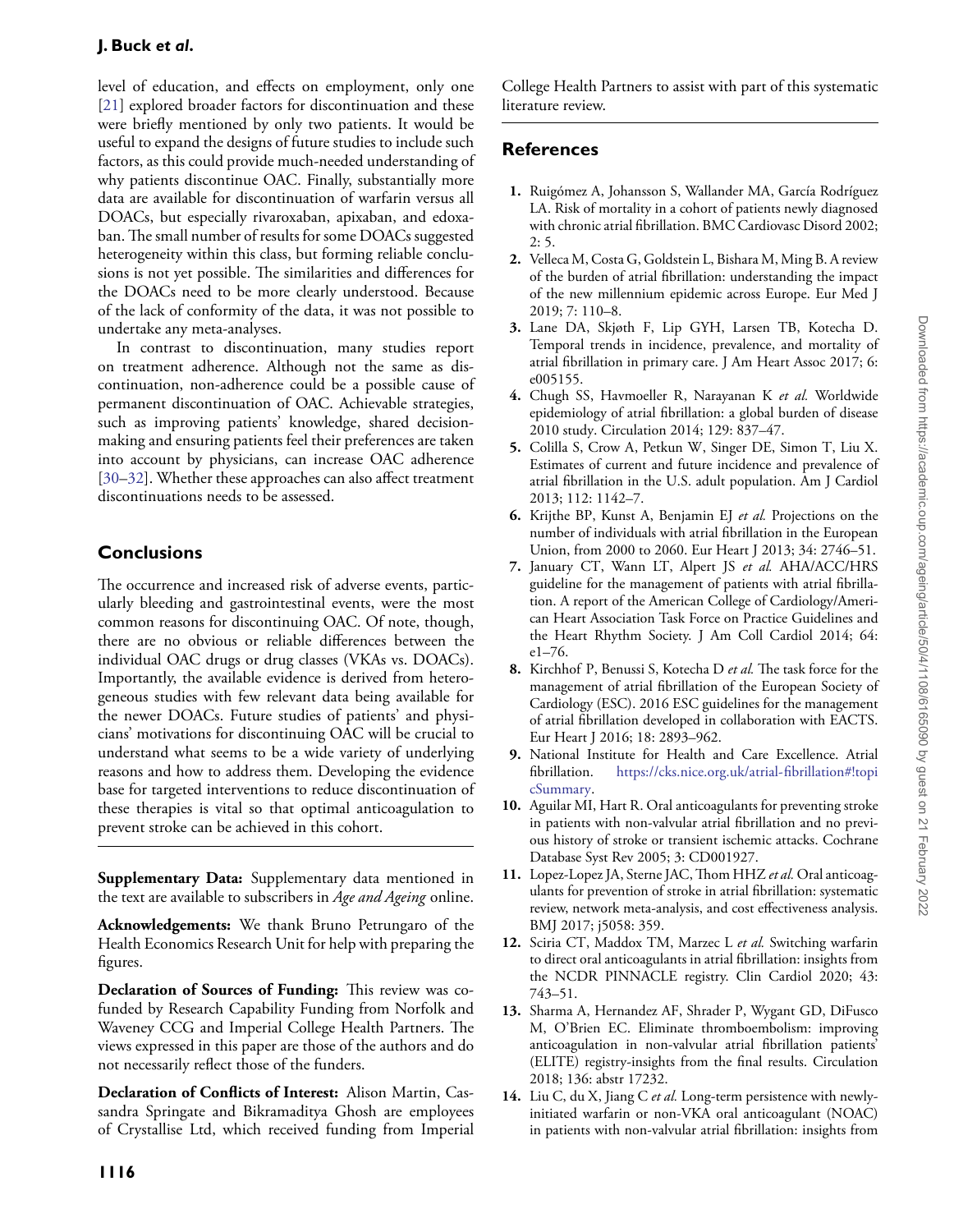level of education, and effects on employment, only one [21] explored broader factors for discontinuation and these were briefly mentioned by only two patients. It would be useful to expand the designs of future studies to include such factors, as this could provide much-needed understanding of why patients discontinue OAC. Finally, substantially more data are available for discontinuation of warfarin versus all DOACs, but especially rivaroxaban, apixaban, and edoxaban. The small number of results for some DOACs suggested heterogeneity within this class, but forming reliable conclusions is not yet possible. The similarities and differences for the DOACs need to be more clearly understood. Because of the lack of conformity of the data, it was not possible to undertake any meta-analyses.

In contrast to discontinuation, many studies report on treatment adherence. Although not the same as discontinuation, non-adherence could be a possible cause of permanent discontinuation of OAC. Achievable strategies, such as improving patients' knowledge, shared decision-making and ensuring patients feel their preferences are taken into account by physicians, can increase OAC adherence [30–32]. Whether these approaches can also affect treatment discontinuations needs to be assessed.

## Conclusions

The occurrence and increased risk of adverse events, particularly bleeding and gastrointestinal events, were the most common reasons for discontinuing OAC. Of note, though, there are no obvious or reliable differences between the individual OAC drugs or drug classes (VKAs vs. DOACs). Importantly, the available evidence is derived from heterogeneous studies with few relevant data being available for the newer DOACs. Future studies of patients' and physicians' motivations for discontinuing OAC will be crucial to understand what seems to be a wide variety of underlying reasons and how to address them. Developing the evidence base for targeted interventions to reduce discontinuation of these therapies is vital so that optimal anticoagulation to prevent stroke can be achieved in this cohort.

**Supplementary Data:** Supplementary data mentioned in the text are available to subscribers in *Age and Ageing* online.

**Acknowledgements:** We thank Bruno Petrungaro of the Health Economics Research Unit for help with preparing the figures.

**Declaration of Sources of Funding:** This review was co-funded by Research Capability Funding from Norfolk and Waveney CCG and Imperial College Health Partners. The views expressed in this paper are those of the authors and do not necessarily reflect those of the funders.

**Declaration of Conflicts of Interest:** Alison Martin, Cassandra Springate and Bikramaditya Ghosh are employees of Crystallise Ltd, which received funding from Imperial College Health Partners to assist with part of this systematic literature review.

## References

1. Ruigómez A, Johansson S, Wallander MA, García Rodríguez LA. Risk of mortality in a cohort of patients newly diagnosed with chronic atrial fibrillation. BMC Cardiovasc Disord 2002; 2: 5.
2. Velleca M, Costa G, Goldstein L, Bishara M, Ming B. A review of the burden of atrial fibrillation: understanding the impact of the new millennium epidemic across Europe. Eur Med J 2019; 7: 110–8.
3. Lane DA, Skjøth F, Lip GYH, Larsen TB, Kotecha D. Temporal trends in incidence, prevalence, and mortality of atrial fibrillation in primary care. J Am Heart Assoc 2017; 6: e005155.
4. Chugh SS, Havmoeller R, Narayanan K *et al.* Worldwide epidemiology of atrial fibrillation: a global burden of disease 2010 study. Circulation 2014; 129: 837–47.
5. Colilla S, Crow A, Petkun W, Singer DE, Simon T, Liu X. Estimates of current and future incidence and prevalence of atrial fibrillation in the U.S. adult population. Am J Cardiol 2013; 112: 1142–7.
6. Krijthe BP, Kunst A, Benjamin EJ *et al.* Projections on the number of individuals with atrial fibrillation in the European Union, from 2000 to 2060. Eur Heart J 2013; 34: 2746–51.
7. January CT, Wann LT, Alpert JS *et al.* AHA/ACC/HRS guideline for the management of patients with atrial fibrillation. A report of the American College of Cardiology/American Heart Association Task Force on Practice Guidelines and the Heart Rhythm Society. J Am Coll Cardiol 2014; 64: e1–76.
8. Kirchhof P, Benussi S, Kotecha D *et al.* The task force for the management of atrial fibrillation of the European Society of Cardiology (ESC). 2016 ESC guidelines for the management of atrial fibrillation developed in collaboration with EACTS. Eur Heart J 2016; 18: 2893–962.
9. National Institute for Health and Care Excellence. Atrial fibrillation. https://cks.nice.org.uk/atrial-fibrillation#!topicSummary.
10. Aguilar MI, Hart R. Oral anticoagulants for preventing stroke in patients with non-valvular atrial fibrillation and no previous history of stroke or transient ischemic attacks. Cochrane Database Syst Rev 2005; 3: CD001927.
11. Lopez-Lopez JA, Sterne JAC, Thom HHZ *et al.* Oral anticoagulants for prevention of stroke in atrial fibrillation: systematic review, network meta-analysis, and cost effectiveness analysis. BMJ 2017; j5058: 359.
12. Sciria CT, Maddox TM, Marzec L *et al.* Switching warfarin to direct oral anticoagulants in atrial fibrillation: insights from the NCDR PINNACLE registry. Clin Cardiol 2020; 43: 743–51.
13. Sharma A, Hernandez AF, Shrader P, Wygant GD, DiFusco M, O'Brien EC. Eliminate thromboembolism: improving anticoagulation in non-valvular atrial fibrillation patients' (ELITE) registry-insights from the final results. Circulation 2018; 136: abstr 17232.
14. Liu C, du X, Jiang C *et al.* Long-term persistence with newly-initiated warfarin or non-VKA oral anticoagulant (NOAC) in patients with non-valvular atrial fibrillation: insights from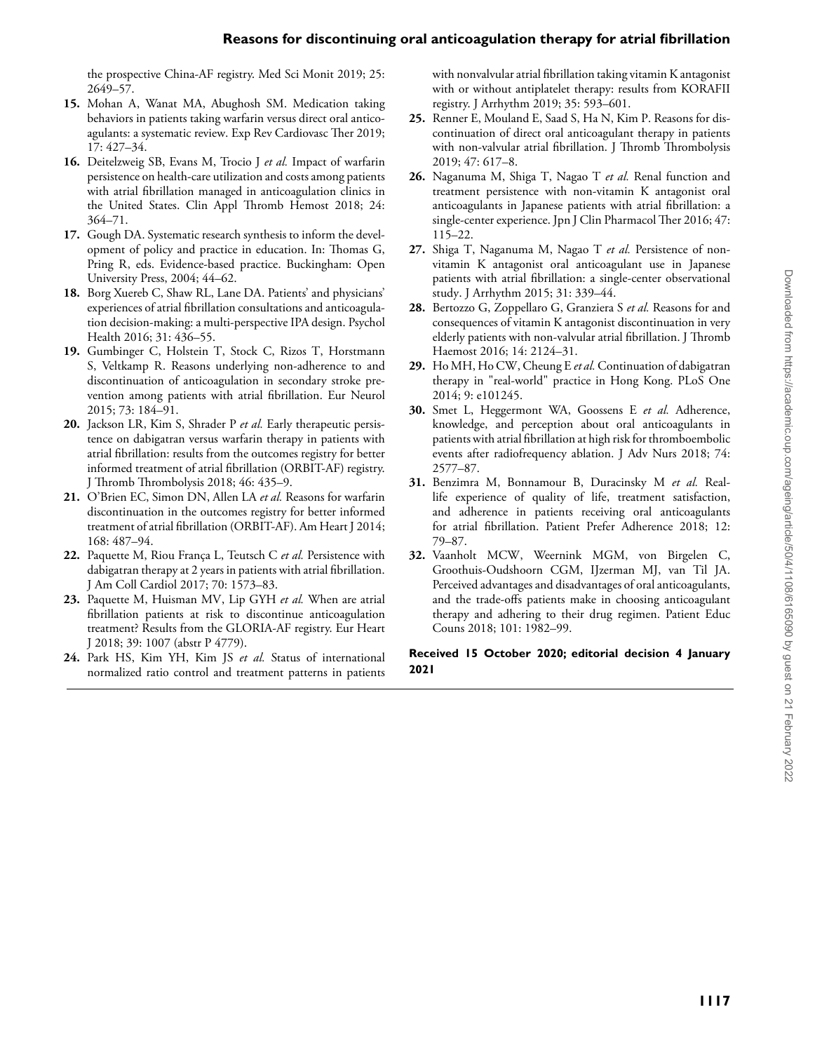the prospective China-AF registry. Med Sci Monit 2019; 25: 2649–57.

15. Mohan A, Wanat MA, Abughosh SM. Medication taking behaviors in patients taking warfarin versus direct oral anticoagulants: a systematic review. Exp Rev Cardiovasc Ther 2019; 17: 427–34.
16. Deitelzweig SB, Evans M, Trocio J *et al.* Impact of warfarin persistence on health-care utilization and costs among patients with atrial fibrillation managed in anticoagulation clinics in the United States. Clin Appl Thromb Hemost 2018; 24: 364–71.
17. Gough DA. Systematic research synthesis to inform the development of policy and practice in education. In: Thomas G, Pring R, eds. Evidence-based practice. Buckingham: Open University Press, 2004; 44–62.
18. Borg Xuereb C, Shaw RL, Lane DA. Patients' and physicians' experiences of atrial fibrillation consultations and anticoagulation decision-making: a multi-perspective IPA design. Psychol Health 2016; 31: 436–55.
19. Gumbinger C, Holstein T, Stock C, Rizos T, Horstmann S, Veltkamp R. Reasons underlying non-adherence to and discontinuation of anticoagulation in secondary stroke prevention among patients with atrial fibrillation. Eur Neurol 2015; 73: 184–91.
20. Jackson LR, Kim S, Shrader P *et al.* Early therapeutic persistence on dabigatran versus warfarin therapy in patients with atrial fibrillation: results from the outcomes registry for better informed treatment of atrial fibrillation (ORBIT-AF) registry. J Thromb Thrombolysis 2018; 46: 435–9.
21. O'Brien EC, Simon DN, Allen LA *et al.* Reasons for warfarin discontinuation in the outcomes registry for better informed treatment of atrial fibrillation (ORBIT-AF). Am Heart J 2014; 168: 487–94.
22. Paquette M, Riou França L, Teutsch C *et al.* Persistence with dabigatran therapy at 2 years in patients with atrial fibrillation. J Am Coll Cardiol 2017; 70: 1573–83.
23. Paquette M, Huisman MV, Lip GYH *et al.* When are atrial fibrillation patients at risk to discontinue anticoagulation treatment? Results from the GLORIA-AF registry. Eur Heart J 2018; 39: 1007 (abstr P 4779).
24. Park HS, Kim YH, Kim JS *et al.* Status of international normalized ratio control and treatment patterns in patients with nonvalvular atrial fibrillation taking vitamin K antagonist with or without antiplatelet therapy: results from KORAFII registry. J Arrhythm 2019; 35: 593–601.
25. Renner E, Mouland E, Saad S, Ha N, Kim P. Reasons for discontinuation of direct oral anticoagulant therapy in patients with non-valvular atrial fibrillation. J Thromb Thrombolysis 2019; 47: 617–8.
26. Naganuma M, Shiga T, Nagao T *et al.* Renal function and treatment persistence with non-vitamin K antagonist oral anticoagulants in Japanese patients with atrial fibrillation: a single-center experience. Jpn J Clin Pharmacol Ther 2016; 47: 115–22.
27. Shiga T, Naganuma M, Nagao T *et al.* Persistence of non-vitamin K antagonist oral anticoagulant use in Japanese patients with atrial fibrillation: a single-center observational study. J Arrhythm 2015; 31: 339–44.
28. Bertozzo G, Zoppellaro G, Granziera S *et al.* Reasons for and consequences of vitamin K antagonist discontinuation in very elderly patients with non-valvular atrial fibrillation. J Thromb Haemost 2016; 14: 2124–31.
29. Ho MH, Ho CW, Cheung E *et al.* Continuation of dabigatran therapy in "real-world" practice in Hong Kong. PLoS One 2014; 9: e101245.
30. Smet L, Heggermont WA, Goossens E *et al.* Adherence, knowledge, and perception about oral anticoagulants in patients with atrial fibrillation at high risk for thromboembolic events after radiofrequency ablation. J Adv Nurs 2018; 74: 2577–87.
31. Benzimra M, Bonnamour B, Duracinsky M *et al.* Real-life experience of quality of life, treatment satisfaction, and adherence in patients receiving oral anticoagulants for atrial fibrillation. Patient Prefer Adherence 2018; 12: 79–87.
32. Vaanholt MCW, Weernink MGM, von Birgelen C, Groothuis-Oudshoorn CGM, IJzerman MJ, van Til JA. Perceived advantages and disadvantages of oral anticoagulants, and the trade-offs patients make in choosing anticoagulant therapy and adhering to their drug regimen. Patient Educ Couns 2018; 101: 1982–99.

**Received 15 October 2020; editorial decision 4 January 2021**